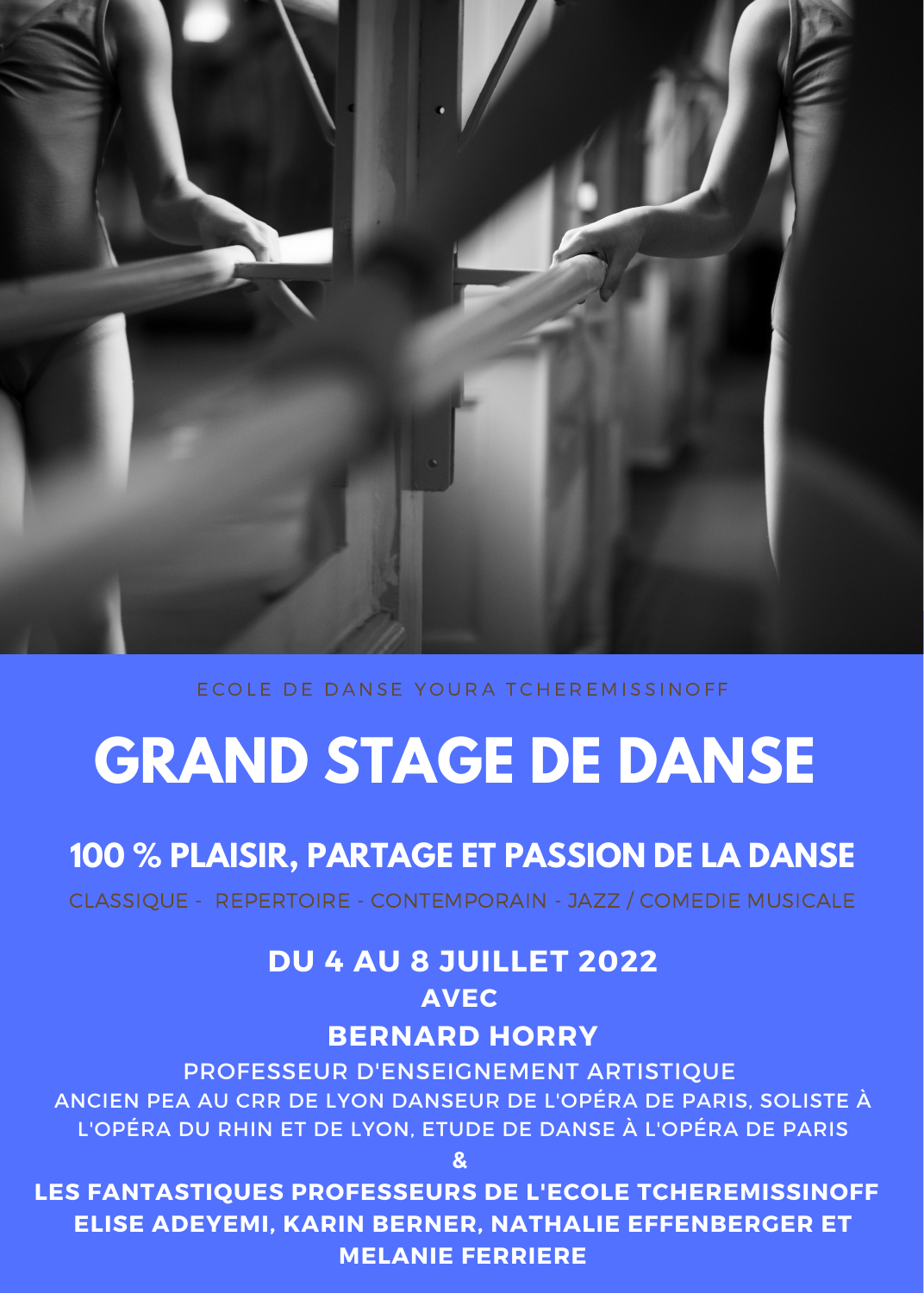ECOLE DE DANSE YOURA TCHEREMISSINOFF

# GRAND STAGE DE DANSE

## 100 % PLAISIR, PARTAGE ET PASSION DE LA DANSE

CLASSIQUE - REPERTOIRE - CONTEMPORAIN - JAZZ / COMEDIE MUSICALE

### DU 4 AU 8 JUILLET 2022

**AVEC**

### BERNARD HORRY

PROFESSEUR D'ENSEIGNEMENT ARTISTIQUE

ANCIEN PEA AU CRR DE LYON DANSEUR DE L'OPÉRA DE PARIS, SOLISTE À L'OPÉRA DU RHIN ET DE LYON, ETUDE DE DANSE À L'OPÉRA DE PARIS

**&**

**LES FANTASTIQUES PROFESSEURS DE L'ECOLE TCHEREMISSINOFF ELISE ADEYEMI, KARIN BERNER, NATHALIE EFFENBERGER ET MELANIE FERRIERE**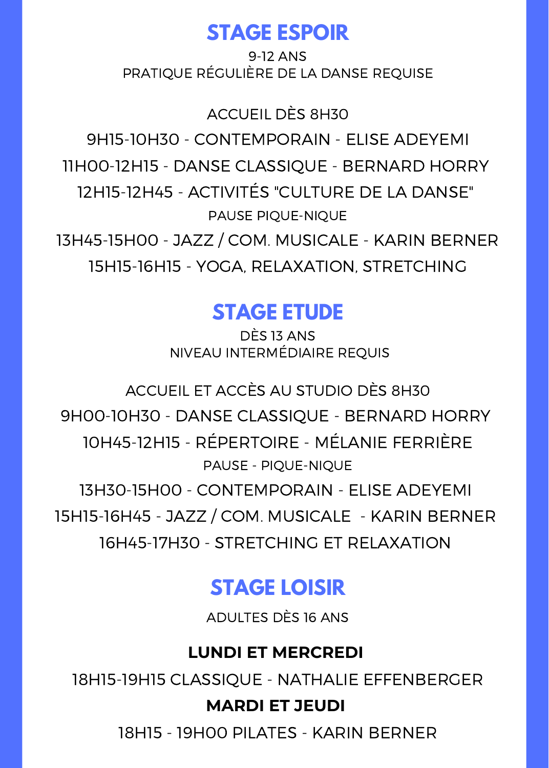## STAGE ESPOIR

9-12 ANS

PRATIQUE RÉGULIÈRE DE LA DANSE REQUISE

ACCUEIL DÈS 8H30

9H15-10H30 - CONTEMPORAIN - ELISE ADEYEMI

11H00-12H15 - DANSE CLASSIQUE - BERNARD HORRY

12H15-12H45 - ACTIVITÉS "CULTURE DE LA DANSE"

PAUSE PIQUE-NIQUE

13H45-15H00 - JAZZ / COM. MUSICALE - KARIN BERNER

15H15-16H15 - YOGA, RELAXATION, STRETCHING

## STAGE ETUDE

DÈS 13 ANS

NIVEAU INTERMÉDIAIRE REQUIS

ACCUEIL ET ACCÈS AU STUDIO DÈS 8H30

9H00-10H30 - DANSE CLASSIQUE - BERNARD HORRY

10H45-12H15 - RÉPERTOIRE - MÉLANIE FERRIÈRE

PAUSE - PIQUE-NIQUE

13H30-15H00 - CONTEMPORAIN - ELISE ADEYEMI

15H15-16H45 - JAZZ / COM. MUSICALE - KARIN BERNER

16H45-17H30 - STRETCHING ET RELAXATION

## STAGE LOISIR

ADULTES DÈS 16 ANS

**LUNDI ET MERCREDI**

18H15-19H15 CLASSIQUE - NATHALIE EFFENBERGER

**MARDI ET JEUDI**

18H15 - 19H00 PILATES - KARIN BERNER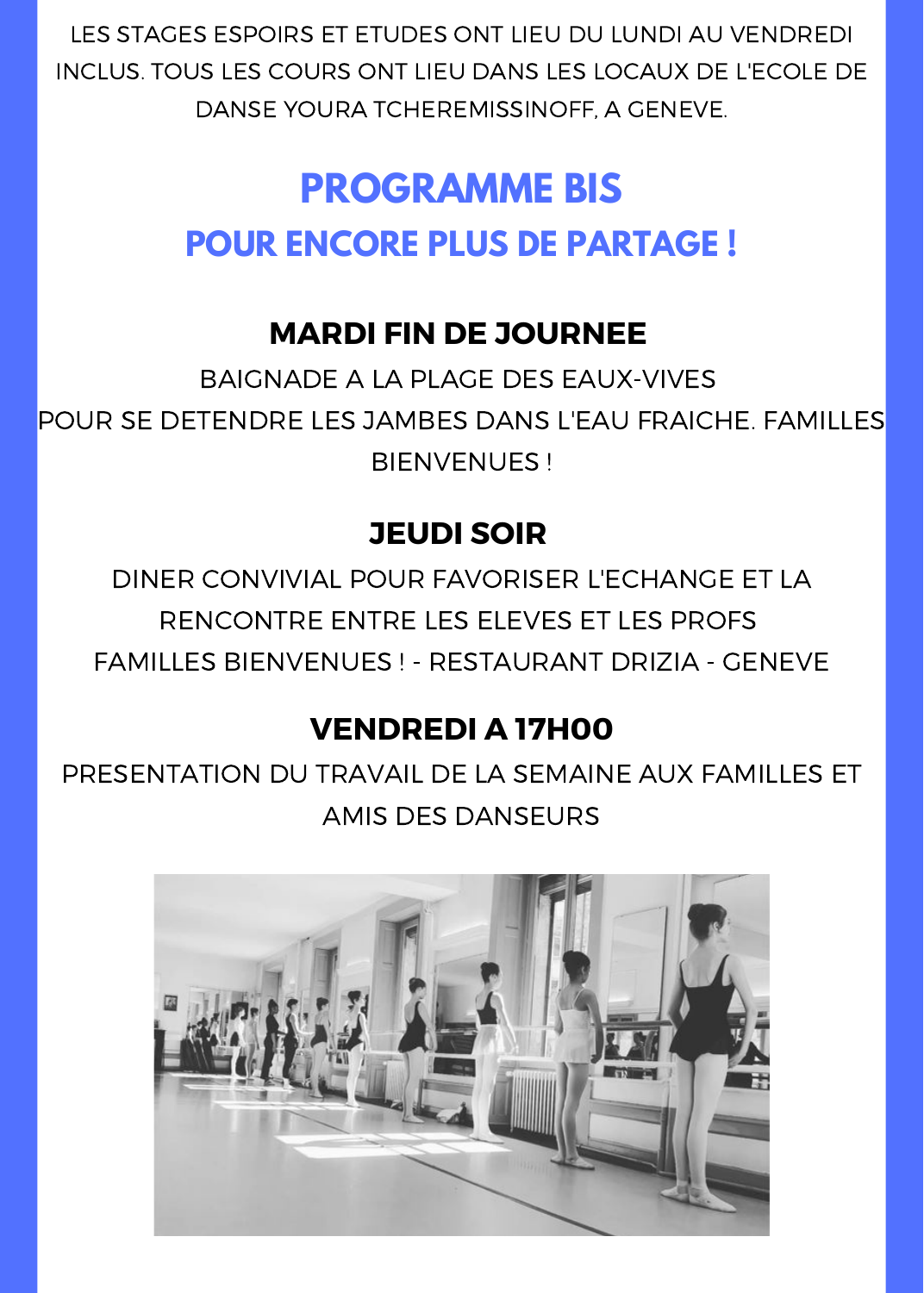LES STAGES ESPOIRS ET ETUDES ONT LIEU DU LUNDI AU VENDREDI INCLUS. TOUS LES COURS ONT LIEU DANS LES LOCAUX DE L'ECOLE DE DANSE YOURA TCHEREMISSINOFF, A GENEVE.

# PROGRAMME BIS

## POUR ENCORE PLUS DE PARTAGE !

### MARDI FIN DE JOURNEE

BAIGNADE A LA PLAGE DES EAUX-VIVES

POUR SE DETENDRE LES JAMBES DANS L'EAU FRAICHE. FAMILLES BIENVENUES !

### JEUDI SOIR

DINER CONVIVIAL POUR FAVORISER L'ECHANGE ET LA RENCONTRE ENTRE LES ELEVES ET LES PROFS

FAMILLES BIENVENUES ! - RESTAURANT DRIZIA - GENEVE

### VENDREDI A 17H00

PRESENTATION DU TRAVAIL DE LA SEMAINE AUX FAMILLES ET AMIS DES DANSEURS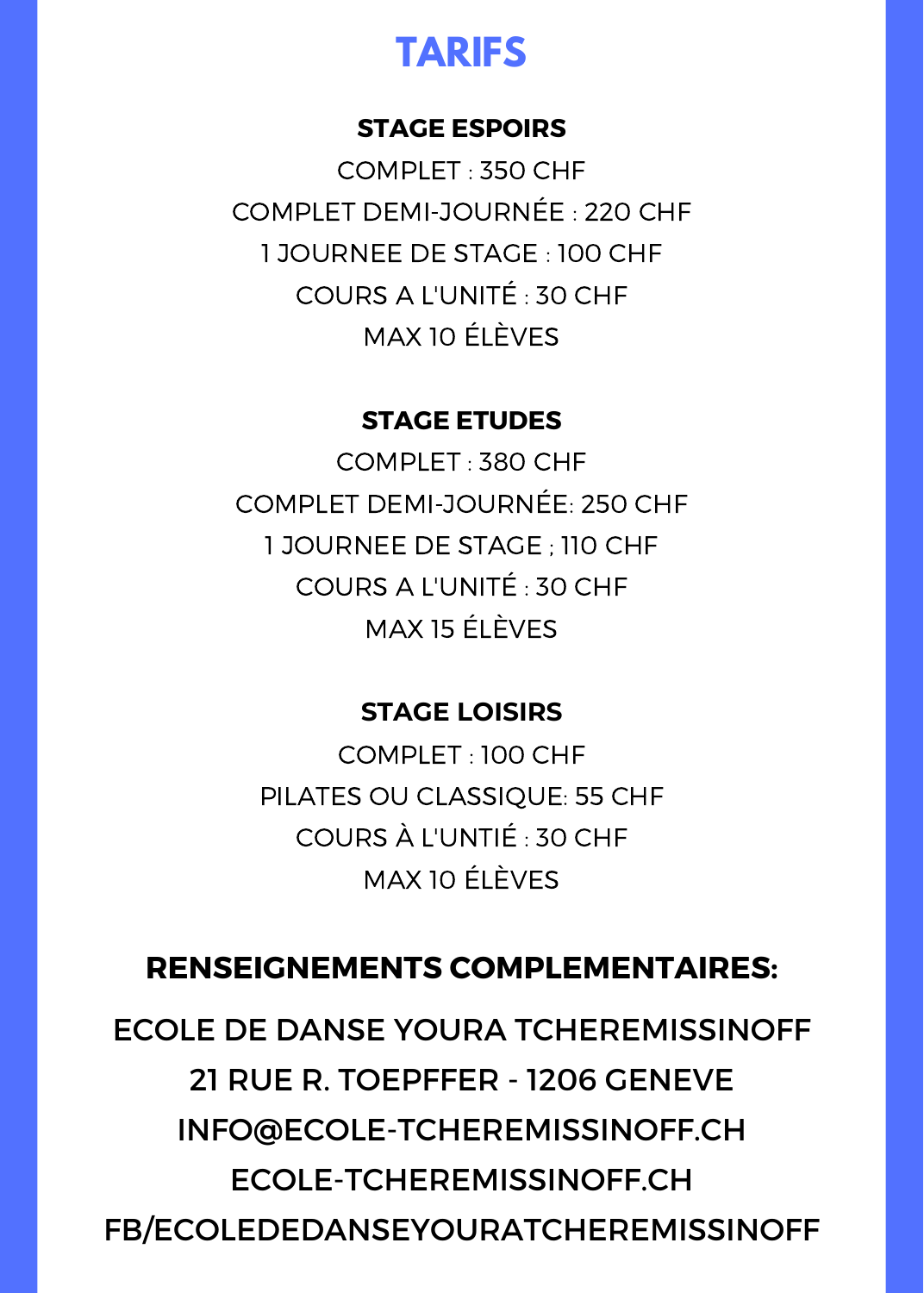# TARIFS

**STAGE ESPOIRS**

COMPLET : 350 CHF

COMPLET DEMI-JOURNÉE : 220 CHF

1 JOURNEE DE STAGE : 100 CHF

COURS A L'UNITÉ : 30 CHF

MAX 10 ÉLÈVES

**STAGE ETUDES**

COMPLET : 380 CHF

COMPLET DEMI-JOURNÉE: 250 CHF

1 JOURNEE DE STAGE ; 110 CHF

COURS A L'UNITÉ : 30 CHF

MAX 15 ÉLÈVES

**STAGE LOISIRS**

COMPLET : 100 CHF

PILATES OU CLASSIQUE: 55 CHF

COURS À L'UNTIÉ : 30 CHF

MAX 10 ÉLÈVES

**RENSEIGNEMENTS COMPLEMENTAIRES:**

ECOLE DE DANSE YOURA TCHEREMISSINOFF

21 RUE R. TOEPFFER - 1206 GENEVE

INFO@ECOLE-TCHEREMISSINOFF.CH

ECOLE-TCHEREMISSINOFF.CH

FB/ECOLEDEDANSEYOURATCHEREMISSINOFF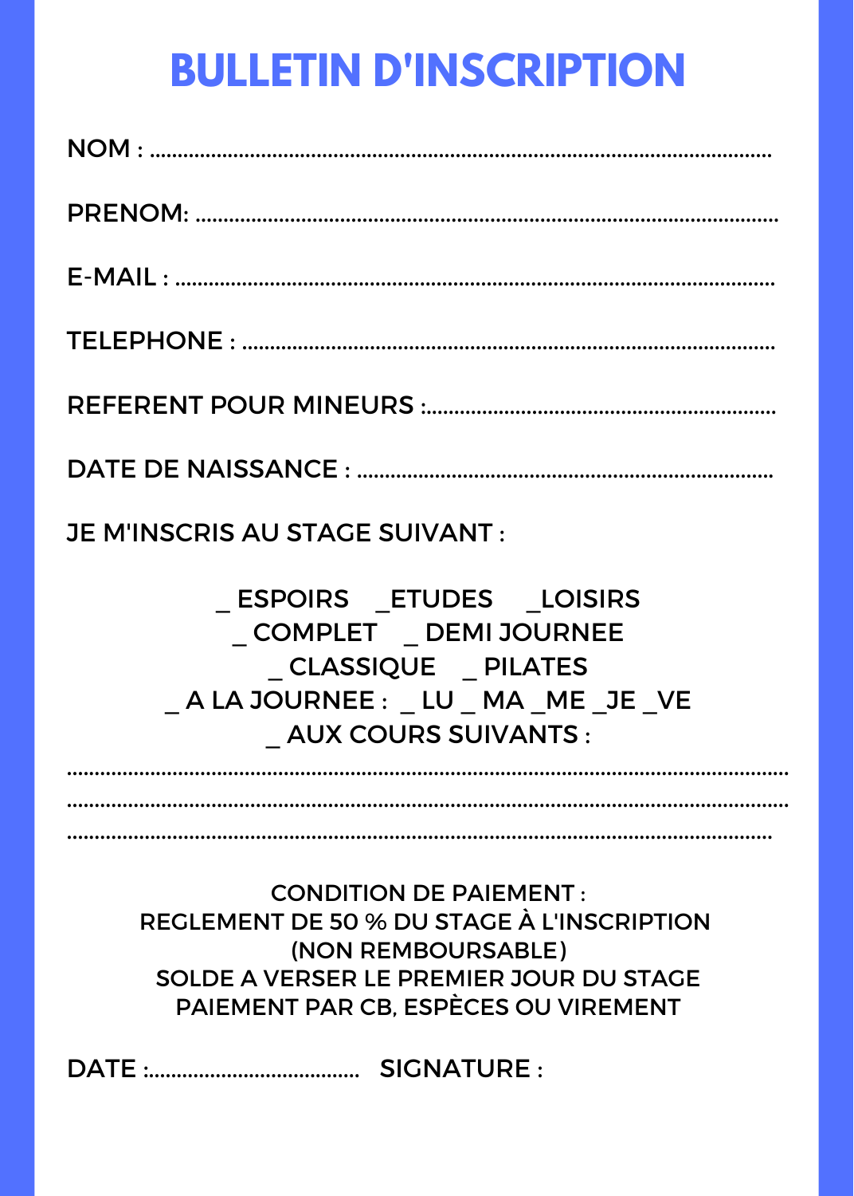# BULLETIN D'INSCRIPTION

NOM : ........................................................................................................

PRENOM: ..................................................................................................

E-MAIL : ....................................................................................................

TELEPHONE : ............................................................................................

REFERENT POUR MINEURS :..............................................................

DATE DE NAISSANCE : ........................................................................

JE M'INSCRIS AU STAGE SUIVANT :

_ ESPOIRS _ETUDES _LOISIRS
_ COMPLET _ DEMI JOURNEE
_ CLASSIQUE _ PILATES
_ A LA JOURNEE : _ LU _ MA _ME _JE _VE
_ AUX COURS SUIVANTS :

..............................................................................................................................
..............................................................................................................................
..............................................................................................................................

CONDITION DE PAIEMENT :
REGLEMENT DE 50 % DU STAGE À L'INSCRIPTION
(NON REMBOURSABLE)
SOLDE A VERSER LE PREMIER JOUR DU STAGE
PAIEMENT PAR CB, ESPÈCES OU VIREMENT

DATE :...................................... SIGNATURE :